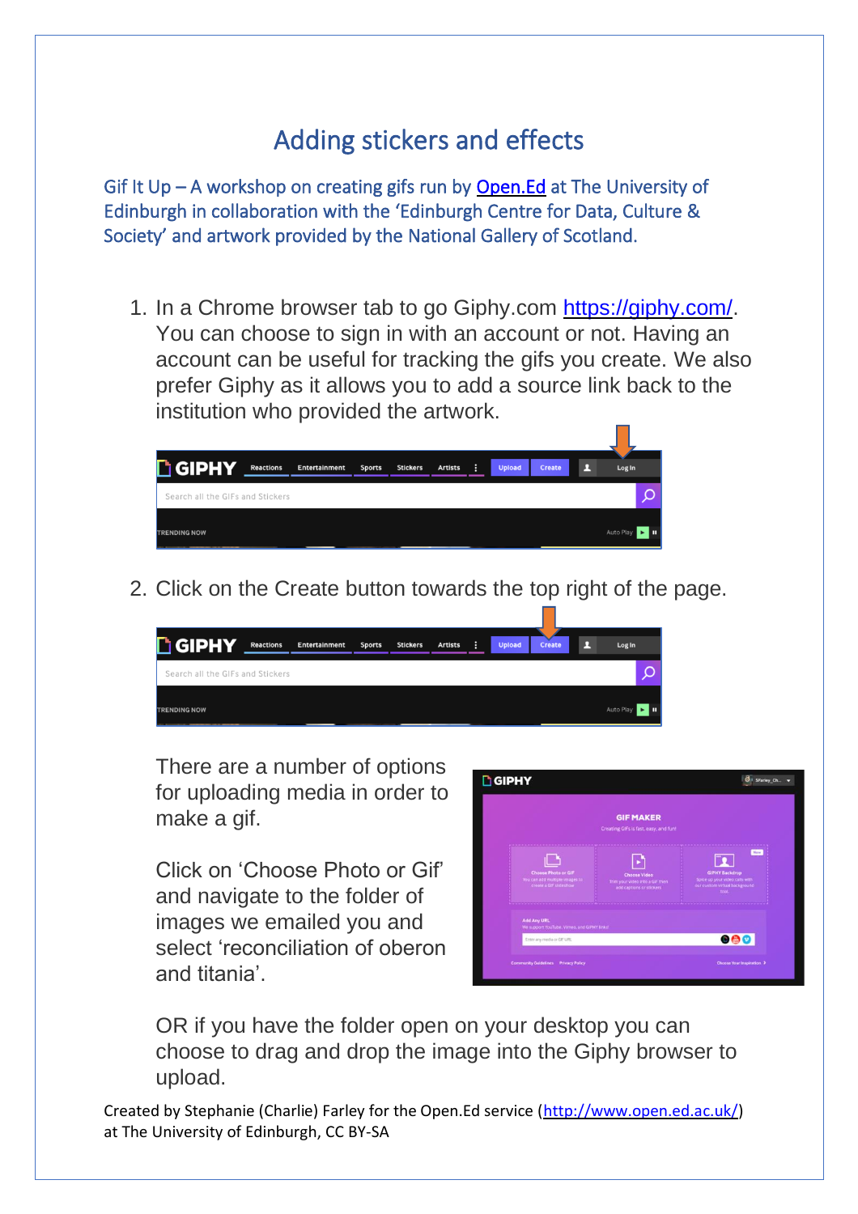# Adding stickers and effects

Gif It Up – A workshop on creating gifs run by [Open.Ed](http://www.open.ed.ac.uk/) at The University of Edinburgh in collaboration with the 'Edinburgh Centre for Data, Culture & Society' and artwork provided by the National Gallery of Scotland.

1. In a Chrome browser tab to go Giphy.com https://giphy.com/. You can choose to sign in with an account or not. Having an account can be useful for tracking the gifs you create. We also prefer Giphy as it allows you to add a source link back to the institution who provided the artwork.

2. Click on the Create button towards the top right of the page.

   There are a number of options for uploading media in order to make a gif.

   Click on 'Choose Photo or Gif' and navigate to the folder of images we emailed you and select 'reconciliation of oberon and titania'.

   OR if you have the folder open on your desktop you can choose to drag and drop the image into the Giphy browser to upload.

Created by Stephanie (Charlie) Farley for the Open.Ed service (http://www.open.ed.ac.uk/) at The University of Edinburgh, CC BY-SA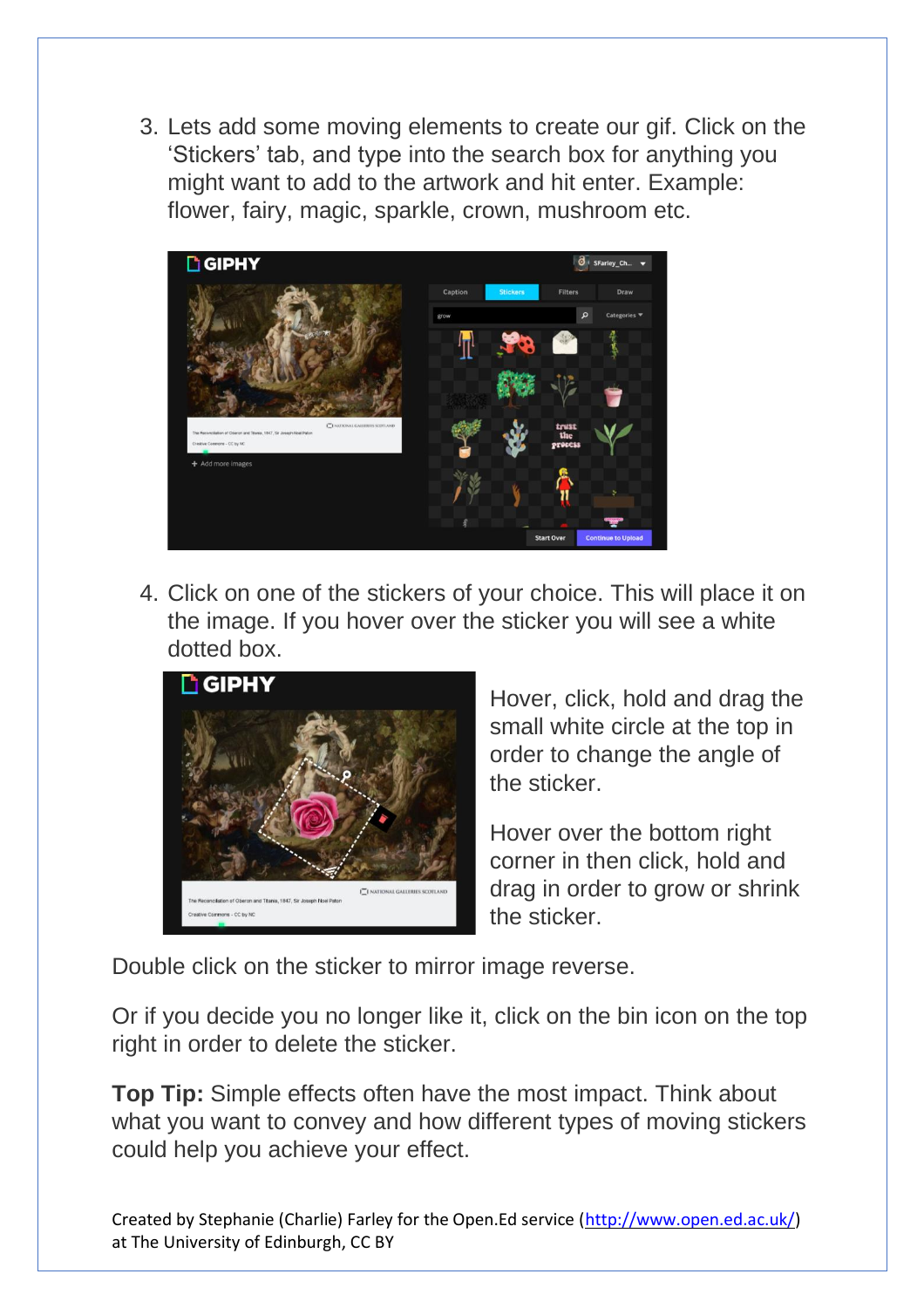3. Lets add some moving elements to create our gif. Click on the 'Stickers' tab, and type into the search box for anything you might want to add to the artwork and hit enter. Example: flower, fairy, magic, sparkle, crown, mushroom etc.

4. Click on one of the stickers of your choice. This will place it on the image. If you hover over the sticker you will see a white dotted box.

Hover, click, hold and drag the small white circle at the top in order to change the angle of the sticker.

Hover over the bottom right corner in then click, hold and drag in order to grow or shrink the sticker.

Double click on the sticker to mirror image reverse.

Or if you decide you no longer like it, click on the bin icon on the top right in order to delete the sticker.

**Top Tip:** Simple effects often have the most impact. Think about what you want to convey and how different types of moving stickers could help you achieve your effect.

Created by Stephanie (Charlie) Farley for the Open.Ed service (http://www.open.ed.ac.uk/) at The University of Edinburgh, CC BY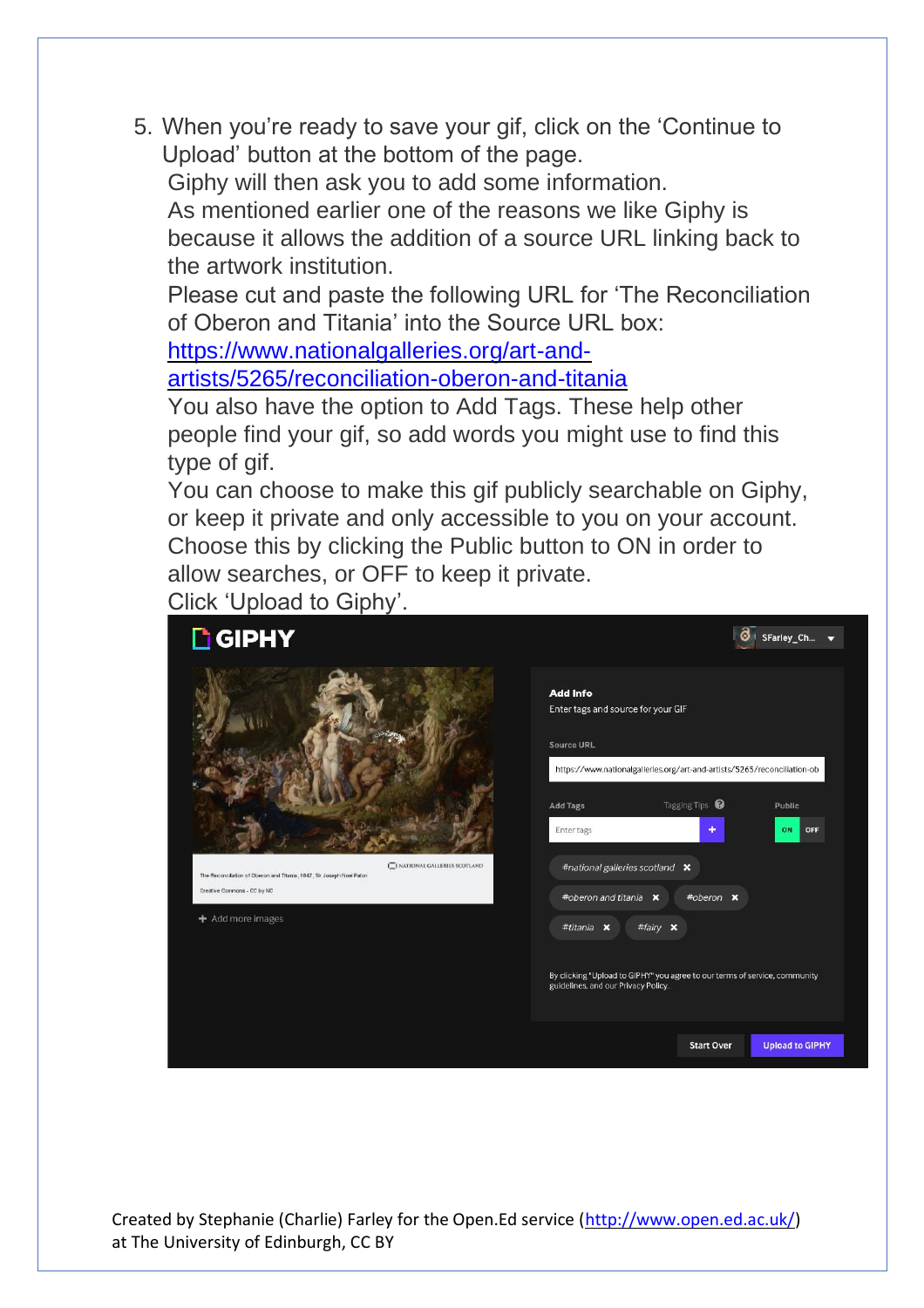5. When you're ready to save your gif, click on the 'Continue to Upload' button at the bottom of the page.
   Giphy will then ask you to add some information.
   As mentioned earlier one of the reasons we like Giphy is because it allows the addition of a source URL linking back to the artwork institution.
   Please cut and paste the following URL for 'The Reconciliation of Oberon and Titania' into the Source URL box:
   [https://www.nationalgalleries.org/art-and-artists/5265/reconciliation-oberon-and-titania](https://www.nationalgalleries.org/art-and-artists/5265/reconciliation-oberon-and-titania)
   You also have the option to Add Tags. These help other people find your gif, so add words you might use to find this type of gif.
   You can choose to make this gif publicly searchable on Giphy, or keep it private and only accessible to you on your account. Choose this by clicking the Public button to ON in order to allow searches, or OFF to keep it private.
   Click 'Upload to Giphy'.

Created by Stephanie (Charlie) Farley for the Open.Ed service ([http://www.open.ed.ac.uk/](http://www.open.ed.ac.uk/)) at The University of Edinburgh, CC BY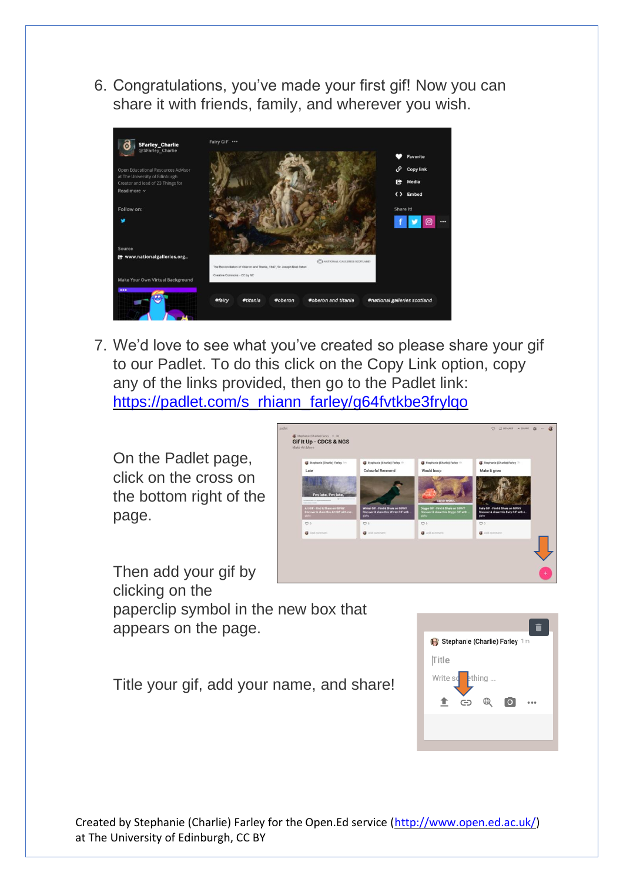6. Congratulations, you've made your first gif! Now you can share it with friends, family, and wherever you wish.

7. We'd love to see what you've created so please share your gif to our Padlet. To do this click on the Copy Link option, copy any of the links provided, then go to the Padlet link: [https://padlet.com/s_rhiann_farley/g64fvtkbe3frylqo](https://padlet.com/s_rhiann_farley/g64fvtkbe3frylqo)

On the Padlet page, click on the cross on the bottom right of the page.

Then add your gif by clicking on the paperclip symbol in the new box that appears on the page.

Title your gif, add your name, and share!

Created by Stephanie (Charlie) Farley for the Open.Ed service ([http://www.open.ed.ac.uk/](http://www.open.ed.ac.uk/)) at The University of Edinburgh, CC BY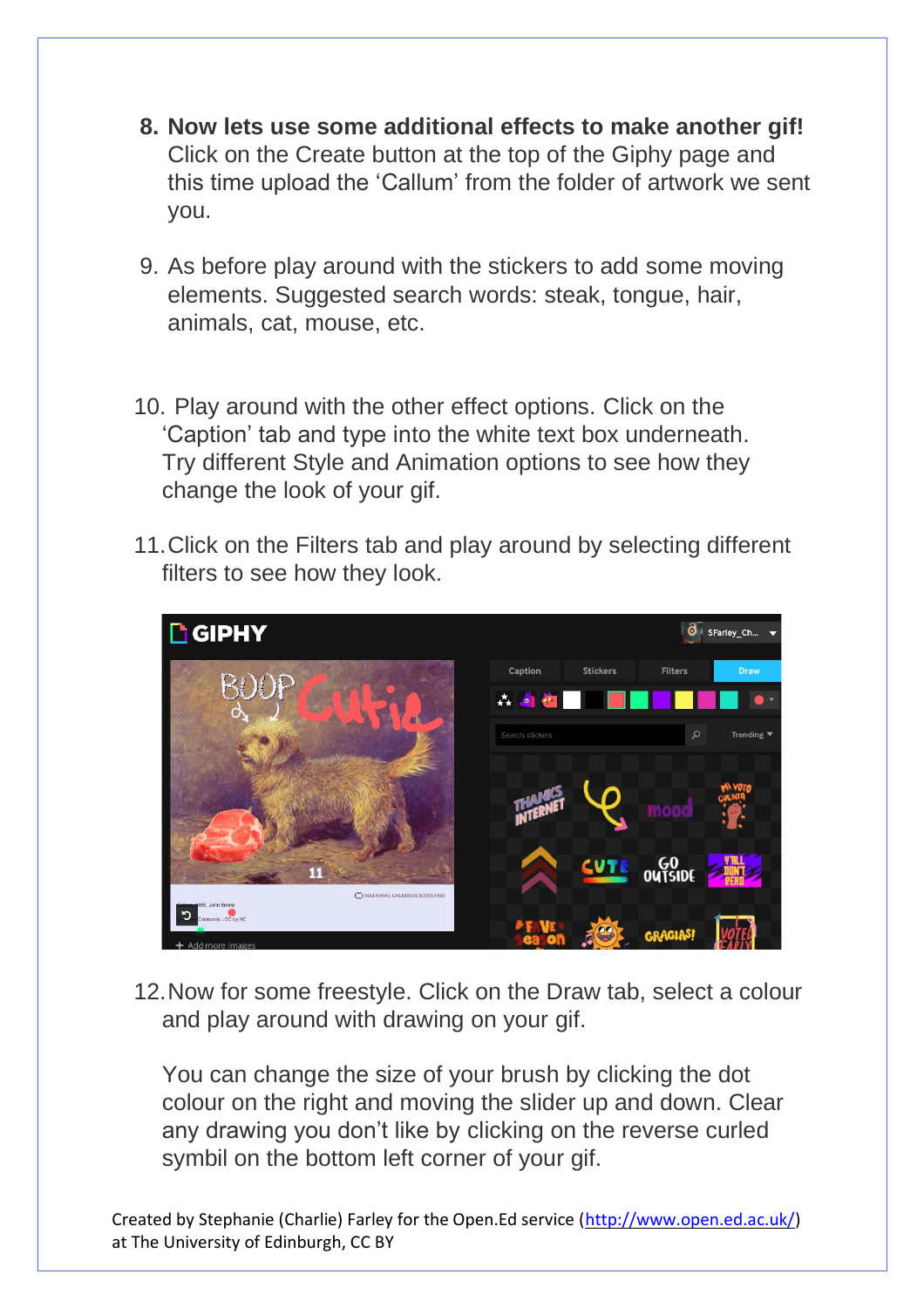8. **Now lets use some additional effects to make another gif!** Click on the Create button at the top of the Giphy page and this time upload the 'Callum' from the folder of artwork we sent you.

9. As before play around with the stickers to add some moving elements. Suggested search words: steak, tongue, hair, animals, cat, mouse, etc.

10. Play around with the other effect options. Click on the 'Caption' tab and type into the white text box underneath. Try different Style and Animation options to see how they change the look of your gif.

11. Click on the Filters tab and play around by selecting different filters to see how they look.

12. Now for some freestyle. Click on the Draw tab, select a colour and play around with drawing on your gif.

    You can change the size of your brush by clicking the dot colour on the right and moving the slider up and down. Clear any drawing you don't like by clicking on the reverse curled symbil on the bottom left corner of your gif.

Created by Stephanie (Charlie) Farley for the Open.Ed service (http://www.open.ed.ac.uk/) at The University of Edinburgh, CC BY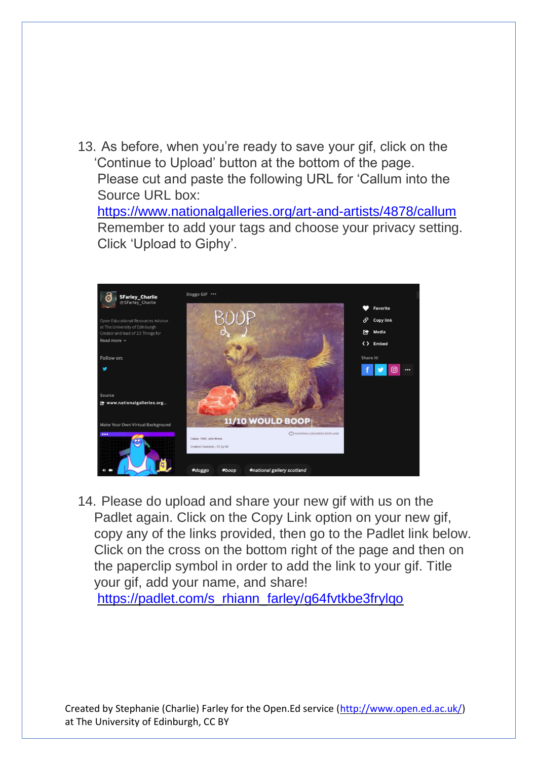13. As before, when you're ready to save your gif, click on the 'Continue to Upload' button at the bottom of the page. Please cut and paste the following URL for 'Callum into the Source URL box: [https://www.nationalgalleries.org/art-and-artists/4878/callum](https://www.nationalgalleries.org/art-and-artists/4878/callum) Remember to add your tags and choose your privacy setting. Click 'Upload to Giphy'.

14. Please do upload and share your new gif with us on the Padlet again. Click on the Copy Link option on your new gif, copy any of the links provided, then go to the Padlet link below. Click on the cross on the bottom right of the page and then on the paperclip symbol in order to add the link to your gif. Title your gif, add your name, and share! [https://padlet.com/s_rhiann_farley/g64fvtkbe3frylqo](https://padlet.com/s_rhiann_farley/g64fvtkbe3frylqo)

Created by Stephanie (Charlie) Farley for the Open.Ed service ([http://www.open.ed.ac.uk/](http://www.open.ed.ac.uk/)) at The University of Edinburgh, CC BY